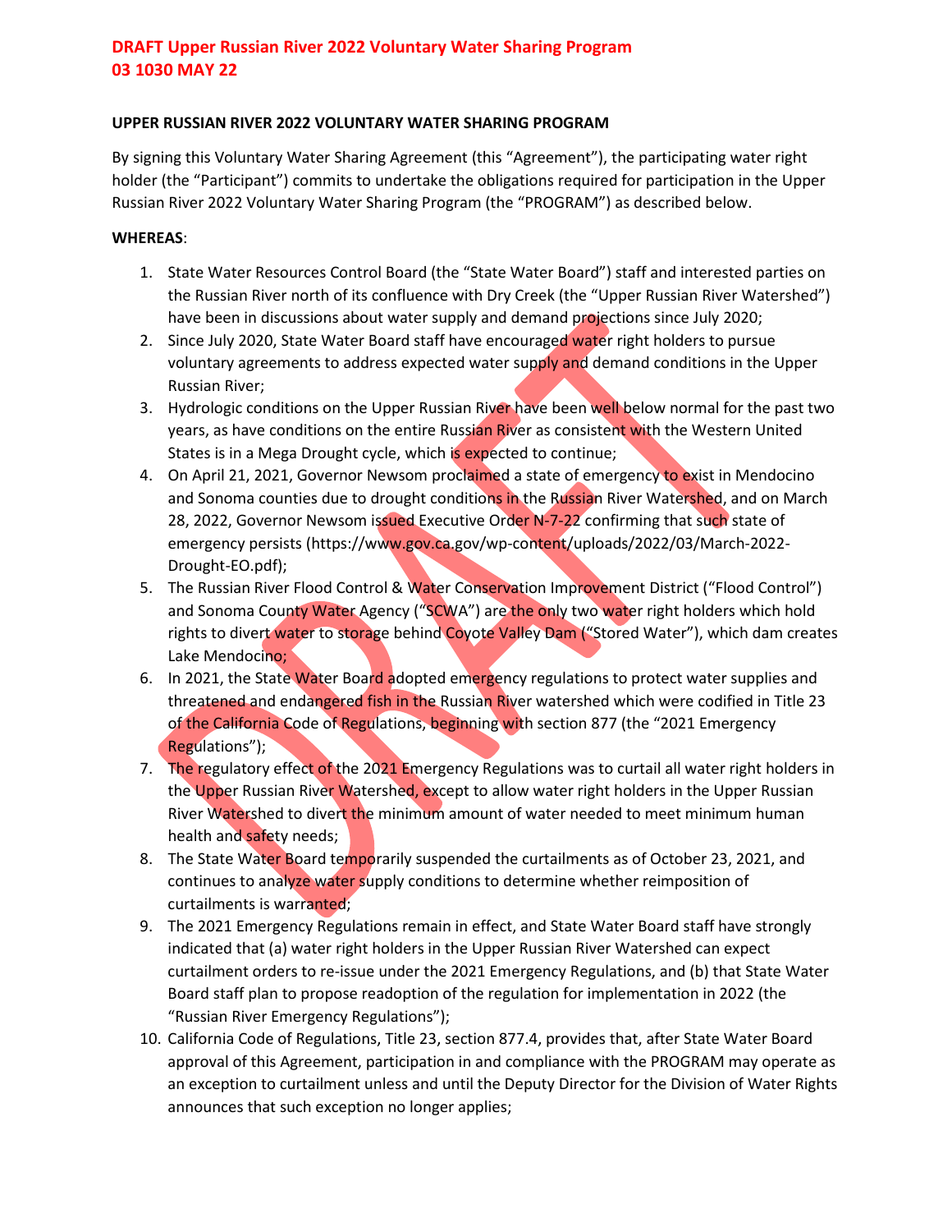DRAFT Upper Russian River 2022 Voluntary Water Sharing Program
03 1030 MAY 22

**UPPER RUSSIAN RIVER 2022 VOLUNTARY WATER SHARING PROGRAM**

By signing this Voluntary Water Sharing Agreement (this "Agreement"), the participating water right holder (the "Participant") commits to undertake the obligations required for participation in the Upper Russian River 2022 Voluntary Water Sharing Program (the "PROGRAM") as described below.

**WHEREAS**:

1. State Water Resources Control Board (the "State Water Board") staff and interested parties on the Russian River north of its confluence with Dry Creek (the "Upper Russian River Watershed") have been in discussions about water supply and demand projections since July 2020;
2. Since July 2020, State Water Board staff have encouraged water right holders to pursue voluntary agreements to address expected water supply and demand conditions in the Upper Russian River;
3. Hydrologic conditions on the Upper Russian River have been well below normal for the past two years, as have conditions on the entire Russian River as consistent with the Western United States is in a Mega Drought cycle, which is expected to continue;
4. On April 21, 2021, Governor Newsom proclaimed a state of emergency to exist in Mendocino and Sonoma counties due to drought conditions in the Russian River Watershed, and on March 28, 2022, Governor Newsom issued Executive Order N-7-22 confirming that such state of emergency persists (https://www.gov.ca.gov/wp-content/uploads/2022/03/March-2022-Drought-EO.pdf);
5. The Russian River Flood Control & Water Conservation Improvement District ("Flood Control") and Sonoma County Water Agency ("SCWA") are the only two water right holders which hold rights to divert water to storage behind Coyote Valley Dam ("Stored Water"), which dam creates Lake Mendocino;
6. In 2021, the State Water Board adopted emergency regulations to protect water supplies and threatened and endangered fish in the Russian River watershed which were codified in Title 23 of the California Code of Regulations, beginning with section 877 (the "2021 Emergency Regulations");
7. The regulatory effect of the 2021 Emergency Regulations was to curtail all water right holders in the Upper Russian River Watershed, except to allow water right holders in the Upper Russian River Watershed to divert the minimum amount of water needed to meet minimum human health and safety needs;
8. The State Water Board temporarily suspended the curtailments as of October 23, 2021, and continues to analyze water supply conditions to determine whether reimposition of curtailments is warranted;
9. The 2021 Emergency Regulations remain in effect, and State Water Board staff have strongly indicated that (a) water right holders in the Upper Russian River Watershed can expect curtailment orders to re-issue under the 2021 Emergency Regulations, and (b) that State Water Board staff plan to propose readoption of the regulation for implementation in 2022 (the "Russian River Emergency Regulations");
10. California Code of Regulations, Title 23, section 877.4, provides that, after State Water Board approval of this Agreement, participation in and compliance with the PROGRAM may operate as an exception to curtailment unless and until the Deputy Director for the Division of Water Rights announces that such exception no longer applies;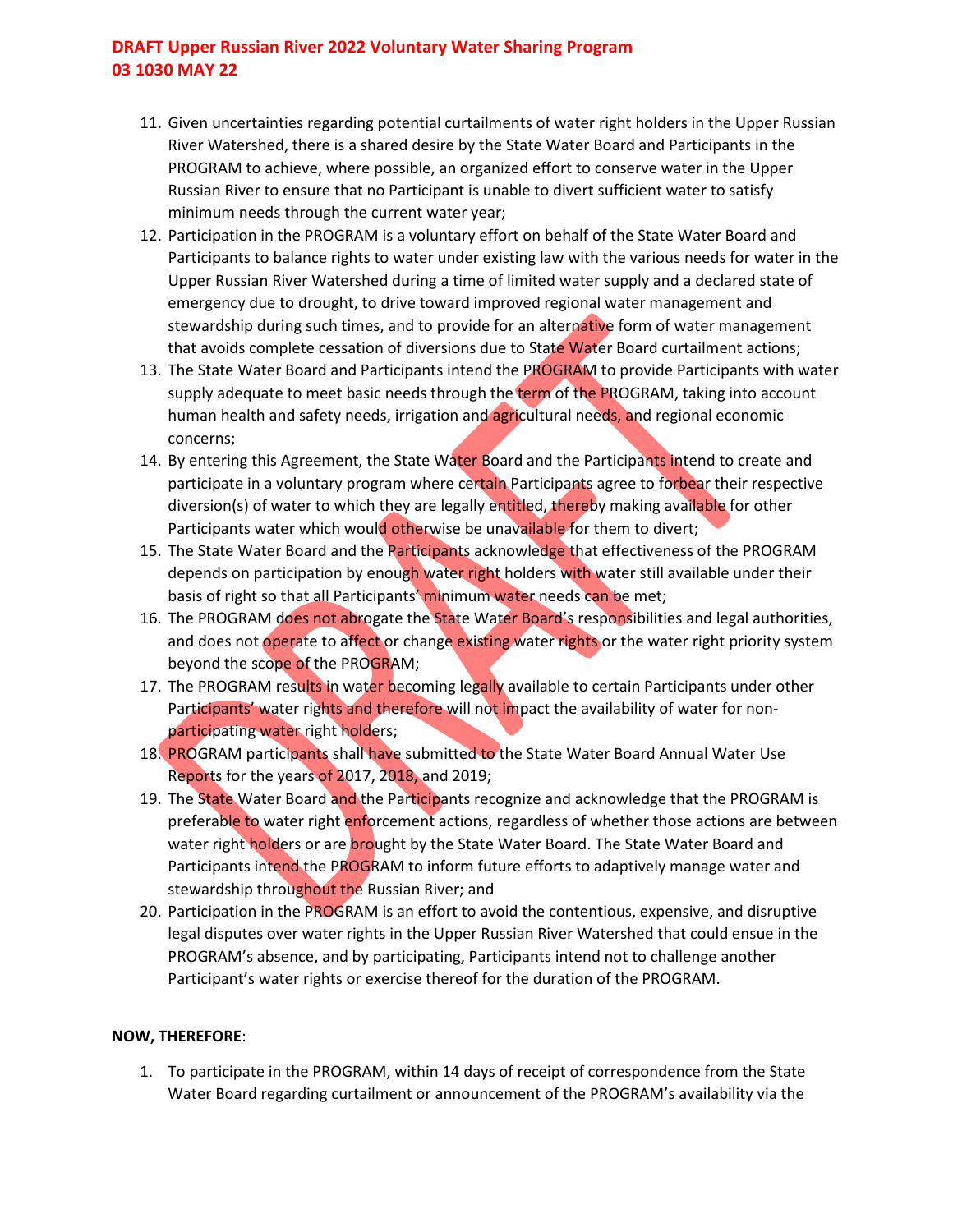11. Given uncertainties regarding potential curtailments of water right holders in the Upper Russian River Watershed, there is a shared desire by the State Water Board and Participants in the PROGRAM to achieve, where possible, an organized effort to conserve water in the Upper Russian River to ensure that no Participant is unable to divert sufficient water to satisfy minimum needs through the current water year;
12. Participation in the PROGRAM is a voluntary effort on behalf of the State Water Board and Participants to balance rights to water under existing law with the various needs for water in the Upper Russian River Watershed during a time of limited water supply and a declared state of emergency due to drought, to drive toward improved regional water management and stewardship during such times, and to provide for an alternative form of water management that avoids complete cessation of diversions due to State Water Board curtailment actions;
13. The State Water Board and Participants intend the PROGRAM to provide Participants with water supply adequate to meet basic needs through the term of the PROGRAM, taking into account human health and safety needs, irrigation and agricultural needs, and regional economic concerns;
14. By entering this Agreement, the State Water Board and the Participants intend to create and participate in a voluntary program where certain Participants agree to forbear their respective diversion(s) of water to which they are legally entitled, thereby making available for other Participants water which would otherwise be unavailable for them to divert;
15. The State Water Board and the Participants acknowledge that effectiveness of the PROGRAM depends on participation by enough water right holders with water still available under their basis of right so that all Participants' minimum water needs can be met;
16. The PROGRAM does not abrogate the State Water Board's responsibilities and legal authorities, and does not operate to affect or change existing water rights or the water right priority system beyond the scope of the PROGRAM;
17. The PROGRAM results in water becoming legally available to certain Participants under other Participants' water rights and therefore will not impact the availability of water for non-participating water right holders;
18. PROGRAM participants shall have submitted to the State Water Board Annual Water Use Reports for the years of 2017, 2018, and 2019;
19. The State Water Board and the Participants recognize and acknowledge that the PROGRAM is preferable to water right enforcement actions, regardless of whether those actions are between water right holders or are brought by the State Water Board. The State Water Board and Participants intend the PROGRAM to inform future efforts to adaptively manage water and stewardship throughout the Russian River; and
20. Participation in the PROGRAM is an effort to avoid the contentious, expensive, and disruptive legal disputes over water rights in the Upper Russian River Watershed that could ensue in the PROGRAM's absence, and by participating, Participants intend not to challenge another Participant's water rights or exercise thereof for the duration of the PROGRAM.

**NOW, THEREFORE**:

1. To participate in the PROGRAM, within 14 days of receipt of correspondence from the State Water Board regarding curtailment or announcement of the PROGRAM's availability via the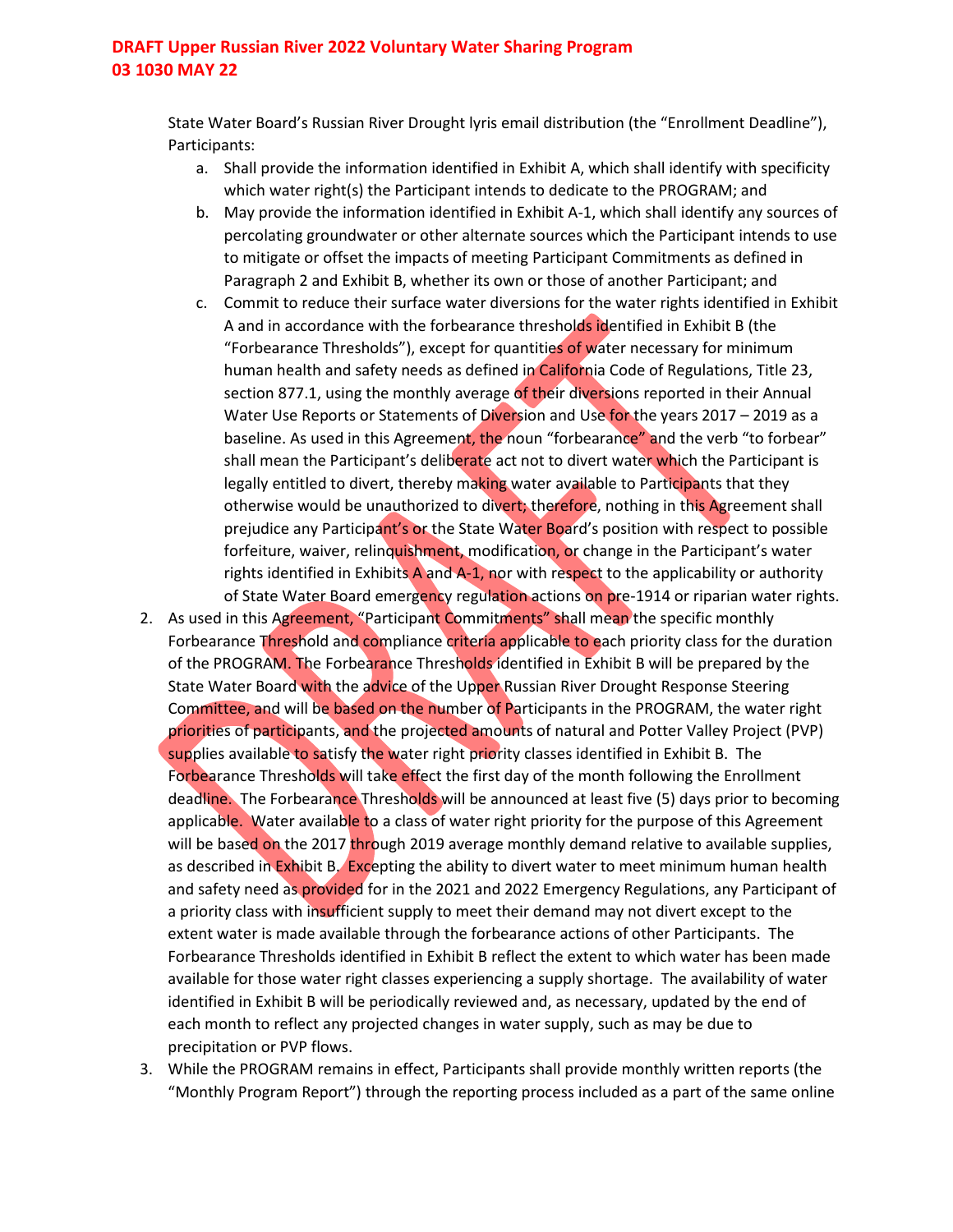State Water Board's Russian River Drought lyris email distribution (the "Enrollment Deadline"), Participants:

a. Shall provide the information identified in Exhibit A, which shall identify with specificity which water right(s) the Participant intends to dedicate to the PROGRAM; and
b. May provide the information identified in Exhibit A-1, which shall identify any sources of percolating groundwater or other alternate sources which the Participant intends to use to mitigate or offset the impacts of meeting Participant Commitments as defined in Paragraph 2 and Exhibit B, whether its own or those of another Participant; and
c. Commit to reduce their surface water diversions for the water rights identified in Exhibit A and in accordance with the forbearance thresholds identified in Exhibit B (the "Forbearance Thresholds"), except for quantities of water necessary for minimum human health and safety needs as defined in California Code of Regulations, Title 23, section 877.1, using the monthly average of their diversions reported in their Annual Water Use Reports or Statements of Diversion and Use for the years 2017 – 2019 as a baseline. As used in this Agreement, the noun "forbearance" and the verb "to forbear" shall mean the Participant's deliberate act not to divert water which the Participant is legally entitled to divert, thereby making water available to Participants that they otherwise would be unauthorized to divert; therefore, nothing in this Agreement shall prejudice any Participant's or the State Water Board's position with respect to possible forfeiture, waiver, relinquishment, modification, or change in the Participant's water rights identified in Exhibits A and A-1, nor with respect to the applicability or authority of State Water Board emergency regulation actions on pre-1914 or riparian water rights.

2. As used in this Agreement, "Participant Commitments" shall mean the specific monthly Forbearance Threshold and compliance criteria applicable to each priority class for the duration of the PROGRAM. The Forbearance Thresholds identified in Exhibit B will be prepared by the State Water Board with the advice of the Upper Russian River Drought Response Steering Committee, and will be based on the number of Participants in the PROGRAM, the water right priorities of participants, and the projected amounts of natural and Potter Valley Project (PVP) supplies available to satisfy the water right priority classes identified in Exhibit B. The Forbearance Thresholds will take effect the first day of the month following the Enrollment deadline. The Forbearance Thresholds will be announced at least five (5) days prior to becoming applicable. Water available to a class of water right priority for the purpose of this Agreement will be based on the 2017 through 2019 average monthly demand relative to available supplies, as described in Exhibit B. Excepting the ability to divert water to meet minimum human health and safety need as provided for in the 2021 and 2022 Emergency Regulations, any Participant of a priority class with insufficient supply to meet their demand may not divert except to the extent water is made available through the forbearance actions of other Participants. The Forbearance Thresholds identified in Exhibit B reflect the extent to which water has been made available for those water right classes experiencing a supply shortage. The availability of water identified in Exhibit B will be periodically reviewed and, as necessary, updated by the end of each month to reflect any projected changes in water supply, such as may be due to precipitation or PVP flows.

3. While the PROGRAM remains in effect, Participants shall provide monthly written reports (the "Monthly Program Report") through the reporting process included as a part of the same online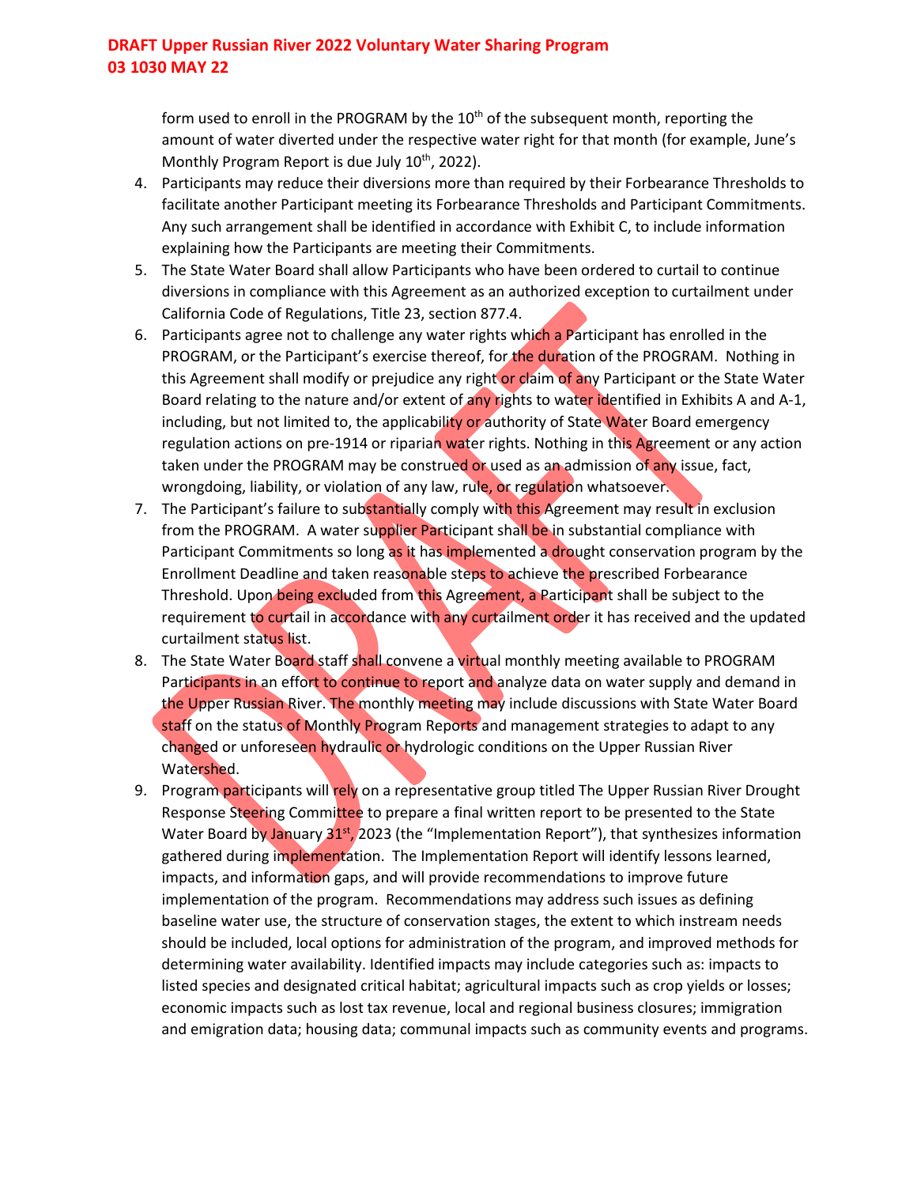form used to enroll in the PROGRAM by the 10th of the subsequent month, reporting the amount of water diverted under the respective water right for that month (for example, June's Monthly Program Report is due July 10th, 2022).

4. Participants may reduce their diversions more than required by their Forbearance Thresholds to facilitate another Participant meeting its Forbearance Thresholds and Participant Commitments. Any such arrangement shall be identified in accordance with Exhibit C, to include information explaining how the Participants are meeting their Commitments.
5. The State Water Board shall allow Participants who have been ordered to curtail to continue diversions in compliance with this Agreement as an authorized exception to curtailment under California Code of Regulations, Title 23, section 877.4.
6. Participants agree not to challenge any water rights which a Participant has enrolled in the PROGRAM, or the Participant's exercise thereof, for the duration of the PROGRAM. Nothing in this Agreement shall modify or prejudice any right or claim of any Participant or the State Water Board relating to the nature and/or extent of any rights to water identified in Exhibits A and A-1, including, but not limited to, the applicability or authority of State Water Board emergency regulation actions on pre-1914 or riparian water rights. Nothing in this Agreement or any action taken under the PROGRAM may be construed or used as an admission of any issue, fact, wrongdoing, liability, or violation of any law, rule, or regulation whatsoever.
7. The Participant's failure to substantially comply with this Agreement may result in exclusion from the PROGRAM. A water supplier Participant shall be in substantial compliance with Participant Commitments so long as it has implemented a drought conservation program by the Enrollment Deadline and taken reasonable steps to achieve the prescribed Forbearance Threshold. Upon being excluded from this Agreement, a Participant shall be subject to the requirement to curtail in accordance with any curtailment order it has received and the updated curtailment status list.
8. The State Water Board staff shall convene a virtual monthly meeting available to PROGRAM Participants in an effort to continue to report and analyze data on water supply and demand in the Upper Russian River. The monthly meeting may include discussions with State Water Board staff on the status of Monthly Program Reports and management strategies to adapt to any changed or unforeseen hydraulic or hydrologic conditions on the Upper Russian River Watershed.
9. Program participants will rely on a representative group titled The Upper Russian River Drought Response Steering Committee to prepare a final written report to be presented to the State Water Board by January 31st, 2023 (the "Implementation Report"), that synthesizes information gathered during implementation. The Implementation Report will identify lessons learned, impacts, and information gaps, and will provide recommendations to improve future implementation of the program. Recommendations may address such issues as defining baseline water use, the structure of conservation stages, the extent to which instream needs should be included, local options for administration of the program, and improved methods for determining water availability. Identified impacts may include categories such as: impacts to listed species and designated critical habitat; agricultural impacts such as crop yields or losses; economic impacts such as lost tax revenue, local and regional business closures; immigration and emigration data; housing data; communal impacts such as community events and programs.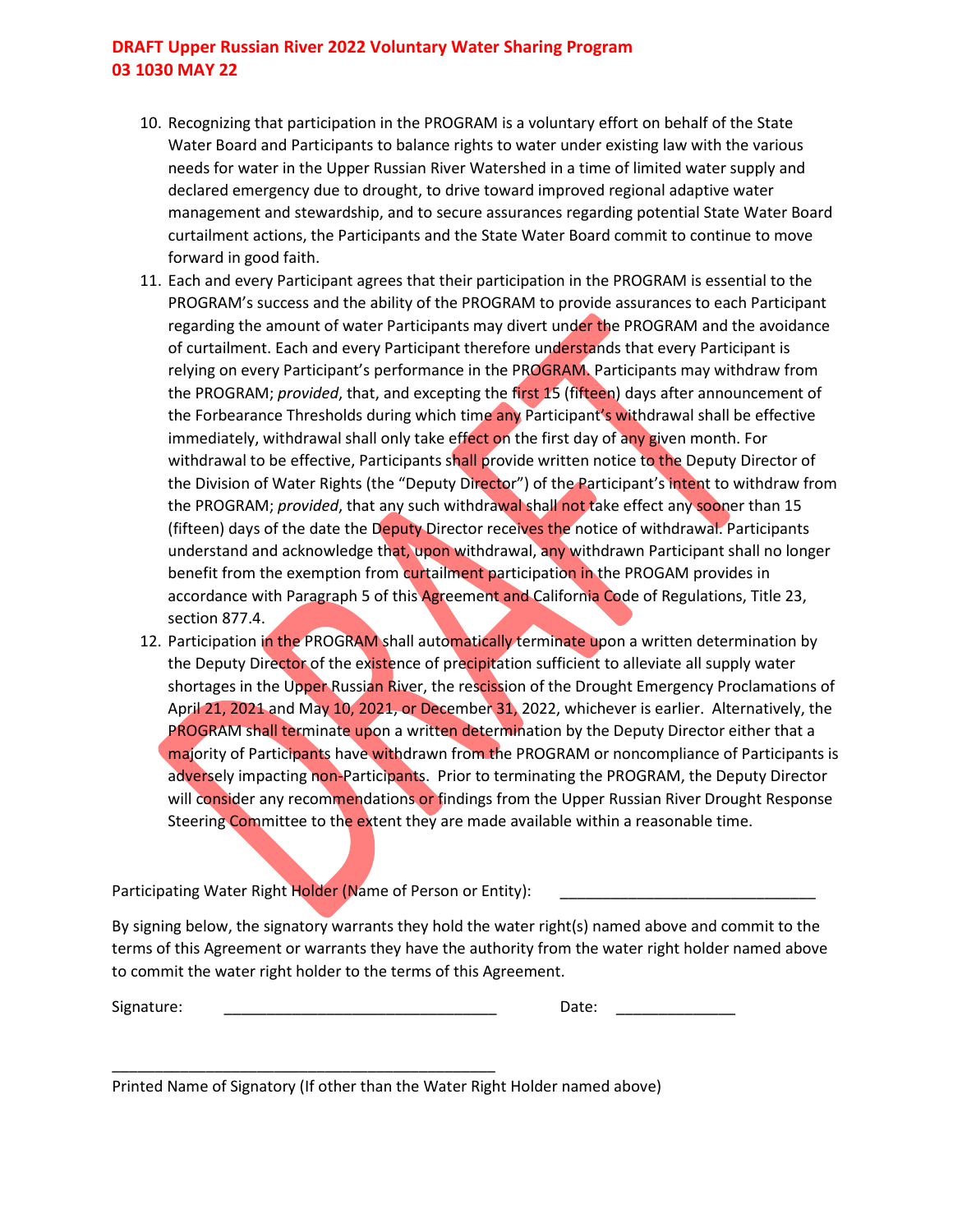10. Recognizing that participation in the PROGRAM is a voluntary effort on behalf of the State Water Board and Participants to balance rights to water under existing law with the various needs for water in the Upper Russian River Watershed in a time of limited water supply and declared emergency due to drought, to drive toward improved regional adaptive water management and stewardship, and to secure assurances regarding potential State Water Board curtailment actions, the Participants and the State Water Board commit to continue to move forward in good faith.
11. Each and every Participant agrees that their participation in the PROGRAM is essential to the PROGRAM's success and the ability of the PROGRAM to provide assurances to each Participant regarding the amount of water Participants may divert under the PROGRAM and the avoidance of curtailment. Each and every Participant therefore understands that every Participant is relying on every Participant's performance in the PROGRAM. Participants may withdraw from the PROGRAM; *provided*, that, and excepting the first 15 (fifteen) days after announcement of the Forbearance Thresholds during which time any Participant's withdrawal shall be effective immediately, withdrawal shall only take effect on the first day of any given month. For withdrawal to be effective, Participants shall provide written notice to the Deputy Director of the Division of Water Rights (the "Deputy Director") of the Participant's intent to withdraw from the PROGRAM; *provided*, that any such withdrawal shall not take effect any sooner than 15 (fifteen) days of the date the Deputy Director receives the notice of withdrawal. Participants understand and acknowledge that, upon withdrawal, any withdrawn Participant shall no longer benefit from the exemption from curtailment participation in the PROGAM provides in accordance with Paragraph 5 of this Agreement and California Code of Regulations, Title 23, section 877.4.
12. Participation in the PROGRAM shall automatically terminate upon a written determination by the Deputy Director of the existence of precipitation sufficient to alleviate all supply water shortages in the Upper Russian River, the rescission of the Drought Emergency Proclamations of April 21, 2021 and May 10, 2021, or December 31, 2022, whichever is earlier. Alternatively, the PROGRAM shall terminate upon a written determination by the Deputy Director either that a majority of Participants have withdrawn from the PROGRAM or noncompliance of Participants is adversely impacting non-Participants. Prior to terminating the PROGRAM, the Deputy Director will consider any recommendations or findings from the Upper Russian River Drought Response Steering Committee to the extent they are made available within a reasonable time.

Participating Water Right Holder (Name of Person or Entity): ______________________________

By signing below, the signatory warrants they hold the water right(s) named above and commit to the terms of this Agreement or warrants they have the authority from the water right holder named above to commit the water right holder to the terms of this Agreement.

Signature: ________________________________ Date: ______________

______________________________________________
Printed Name of Signatory (If other than the Water Right Holder named above)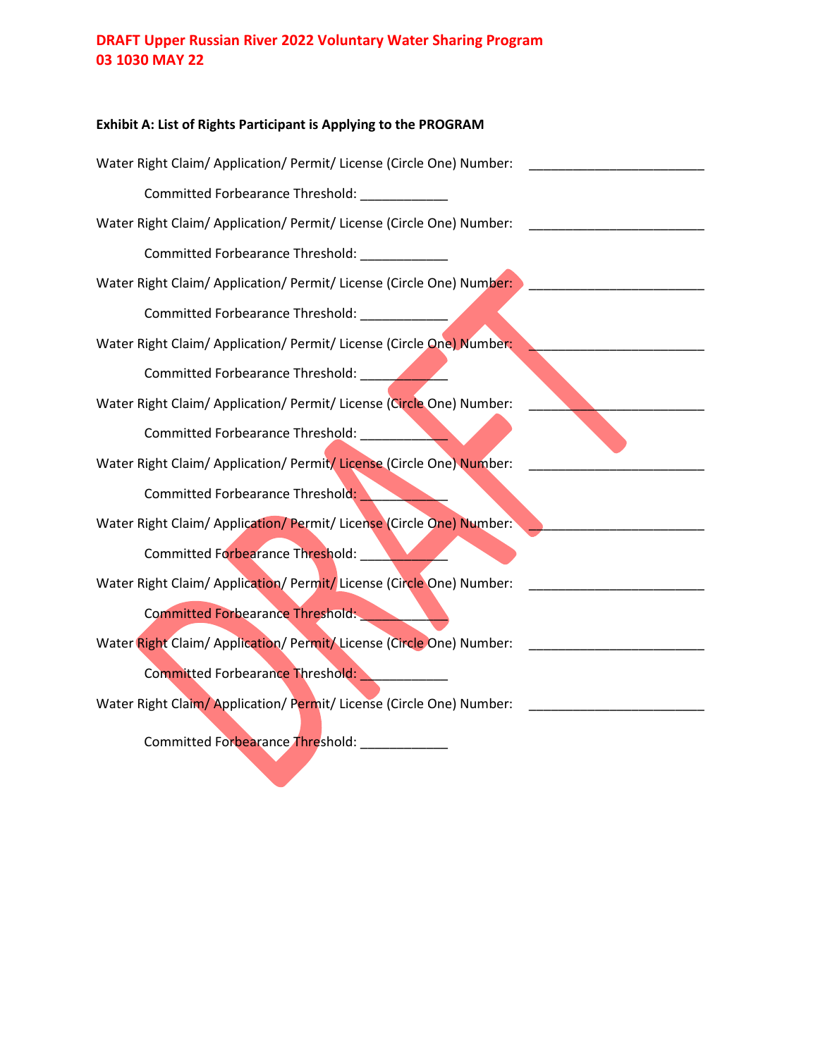**Exhibit A: List of Rights Participant is Applying to the PROGRAM**

Water Right Claim/ Application/ Permit/ License (Circle One) Number: ________________________

Committed Forbearance Threshold: ____________

Water Right Claim/ Application/ Permit/ License (Circle One) Number: ________________________

Committed Forbearance Threshold: ____________

Water Right Claim/ Application/ Permit/ License (Circle One) Number: ________________________

Committed Forbearance Threshold: ____________

Water Right Claim/ Application/ Permit/ License (Circle One) Number: ________________________

Committed Forbearance Threshold: ____________

Water Right Claim/ Application/ Permit/ License (Circle One) Number: ________________________

Committed Forbearance Threshold: ____________

Water Right Claim/ Application/ Permit/ License (Circle One) Number: ________________________

Committed Forbearance Threshold: ____________

Water Right Claim/ Application/ Permit/ License (Circle One) Number: ________________________

Committed Forbearance Threshold: ____________

Water Right Claim/ Application/ Permit/ License (Circle One) Number: ________________________

Committed Forbearance Threshold: ____________

Water Right Claim/ Application/ Permit/ License (Circle One) Number: ________________________

Committed Forbearance Threshold: ____________

Water Right Claim/ Application/ Permit/ License (Circle One) Number: ________________________

Committed Forbearance Threshold: ____________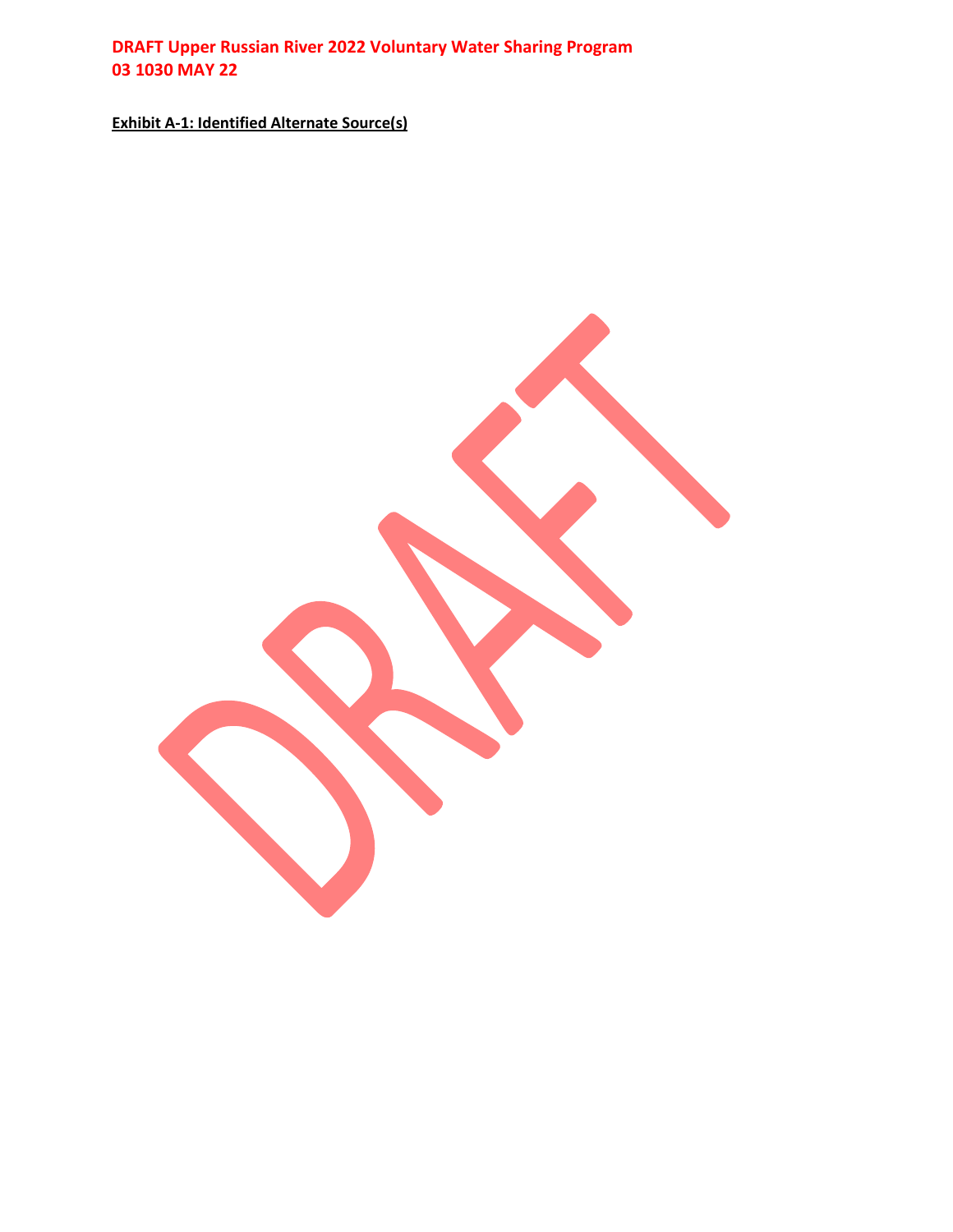**Exhibit A-1: Identified Alternate Source(s)**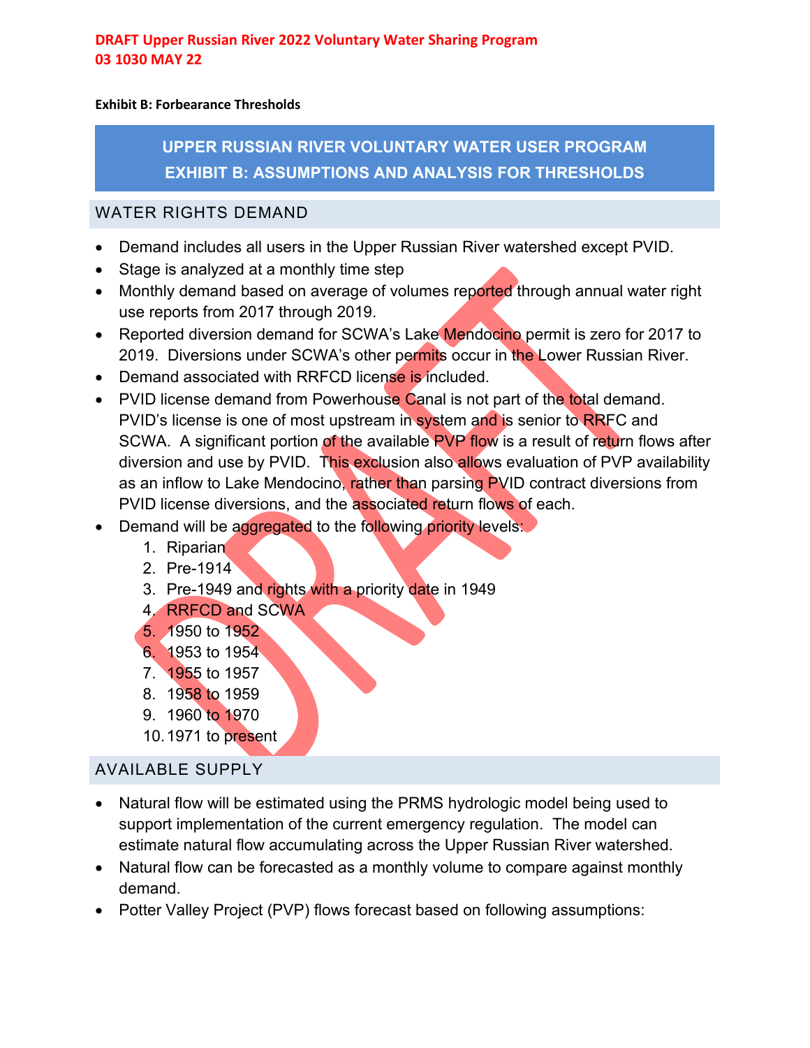**DRAFT Upper Russian River 2022 Voluntary Water Sharing Program**
**03 1030 MAY 22**

**Exhibit B: Forbearance Thresholds**

## UPPER RUSSIAN RIVER VOLUNTARY WATER USER PROGRAM
## EXHIBIT B: ASSUMPTIONS AND ANALYSIS FOR THRESHOLDS

### WATER RIGHTS DEMAND

- Demand includes all users in the Upper Russian River watershed except PVID.
- Stage is analyzed at a monthly time step
- Monthly demand based on average of volumes reported through annual water right use reports from 2017 through 2019.
- Reported diversion demand for SCWA's Lake Mendocino permit is zero for 2017 to 2019. Diversions under SCWA's other permits occur in the Lower Russian River.
- Demand associated with RRFCD license is included.
- PVID license demand from Powerhouse Canal is not part of the total demand. PVID's license is one of most upstream in system and is senior to RRFC and SCWA. A significant portion of the available PVP flow is a result of return flows after diversion and use by PVID. This exclusion also allows evaluation of PVP availability as an inflow to Lake Mendocino, rather than parsing PVID contract diversions from PVID license diversions, and the associated return flows of each.
- Demand will be aggregated to the following priority levels:
  1. Riparian
  2. Pre-1914
  3. Pre-1949 and rights with a priority date in 1949
  4. RRFCD and SCWA
  5. 1950 to 1952
  6. 1953 to 1954
  7. 1955 to 1957
  8. 1958 to 1959
  9. 1960 to 1970
  10. 1971 to present

### AVAILABLE SUPPLY

- Natural flow will be estimated using the PRMS hydrologic model being used to support implementation of the current emergency regulation. The model can estimate natural flow accumulating across the Upper Russian River watershed.
- Natural flow can be forecasted as a monthly volume to compare against monthly demand.
- Potter Valley Project (PVP) flows forecast based on following assumptions: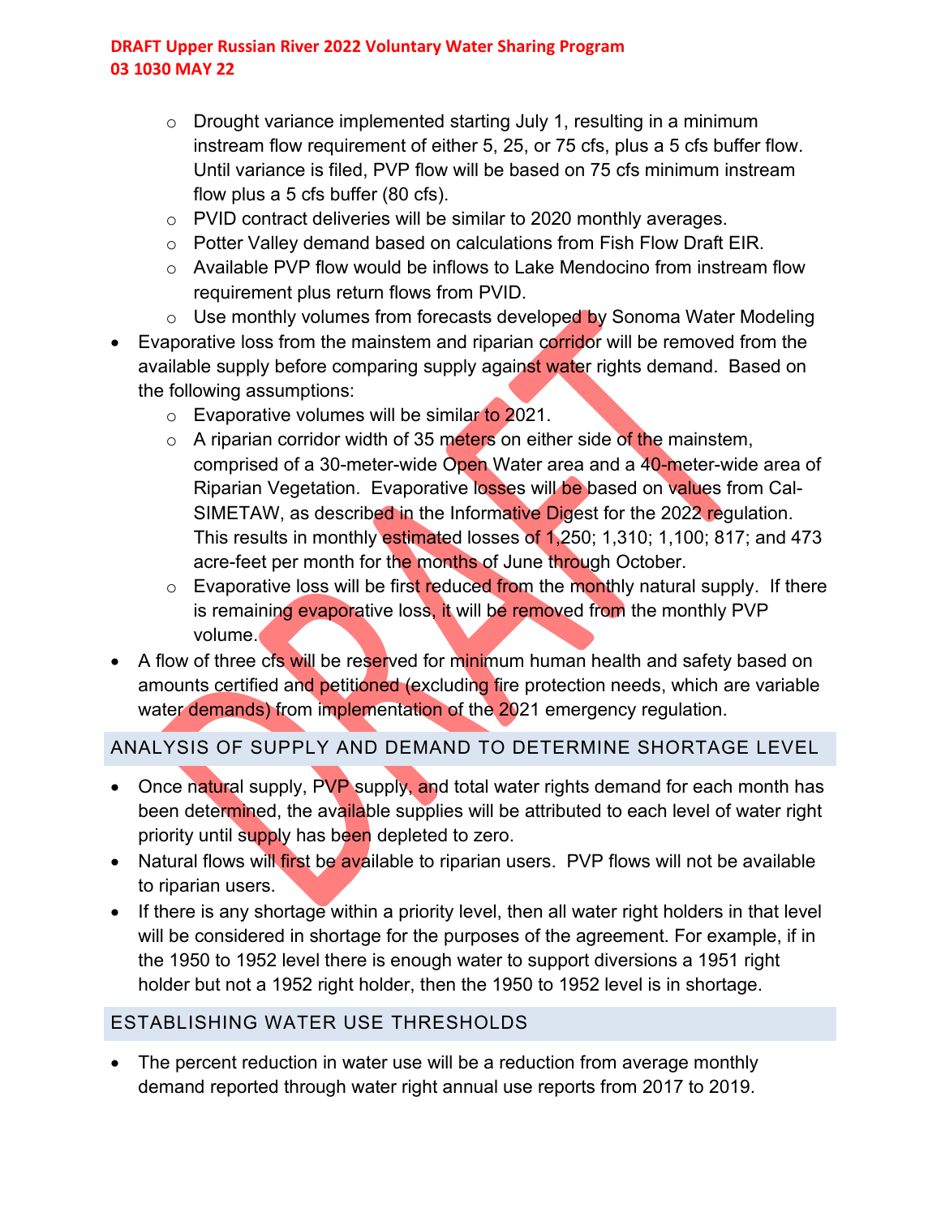- Drought variance implemented starting July 1, resulting in a minimum instream flow requirement of either 5, 25, or 75 cfs, plus a 5 cfs buffer flow. Until variance is filed, PVP flow will be based on 75 cfs minimum instream flow plus a 5 cfs buffer (80 cfs).
  - PVID contract deliveries will be similar to 2020 monthly averages.
  - Potter Valley demand based on calculations from Fish Flow Draft EIR.
  - Available PVP flow would be inflows to Lake Mendocino from instream flow requirement plus return flows from PVID.
  - Use monthly volumes from forecasts developed by Sonoma Water Modeling
- Evaporative loss from the mainstem and riparian corridor will be removed from the available supply before comparing supply against water rights demand. Based on the following assumptions:
  - Evaporative volumes will be similar to 2021.
  - A riparian corridor width of 35 meters on either side of the mainstem, comprised of a 30-meter-wide Open Water area and a 40-meter-wide area of Riparian Vegetation. Evaporative losses will be based on values from Cal-SIMETAW, as described in the Informative Digest for the 2022 regulation. This results in monthly estimated losses of 1,250; 1,310; 1,100; 817; and 473 acre-feet per month for the months of June through October.
  - Evaporative loss will be first reduced from the monthly natural supply. If there is remaining evaporative loss, it will be removed from the monthly PVP volume.
- A flow of three cfs will be reserved for minimum human health and safety based on amounts certified and petitioned (excluding fire protection needs, which are variable water demands) from implementation of the 2021 emergency regulation.

## ANALYSIS OF SUPPLY AND DEMAND TO DETERMINE SHORTAGE LEVEL

- Once natural supply, PVP supply, and total water rights demand for each month has been determined, the available supplies will be attributed to each level of water right priority until supply has been depleted to zero.
- Natural flows will first be available to riparian users. PVP flows will not be available to riparian users.
- If there is any shortage within a priority level, then all water right holders in that level will be considered in shortage for the purposes of the agreement. For example, if in the 1950 to 1952 level there is enough water to support diversions a 1951 right holder but not a 1952 right holder, then the 1950 to 1952 level is in shortage.

## ESTABLISHING WATER USE THRESHOLDS

- The percent reduction in water use will be a reduction from average monthly demand reported through water right annual use reports from 2017 to 2019.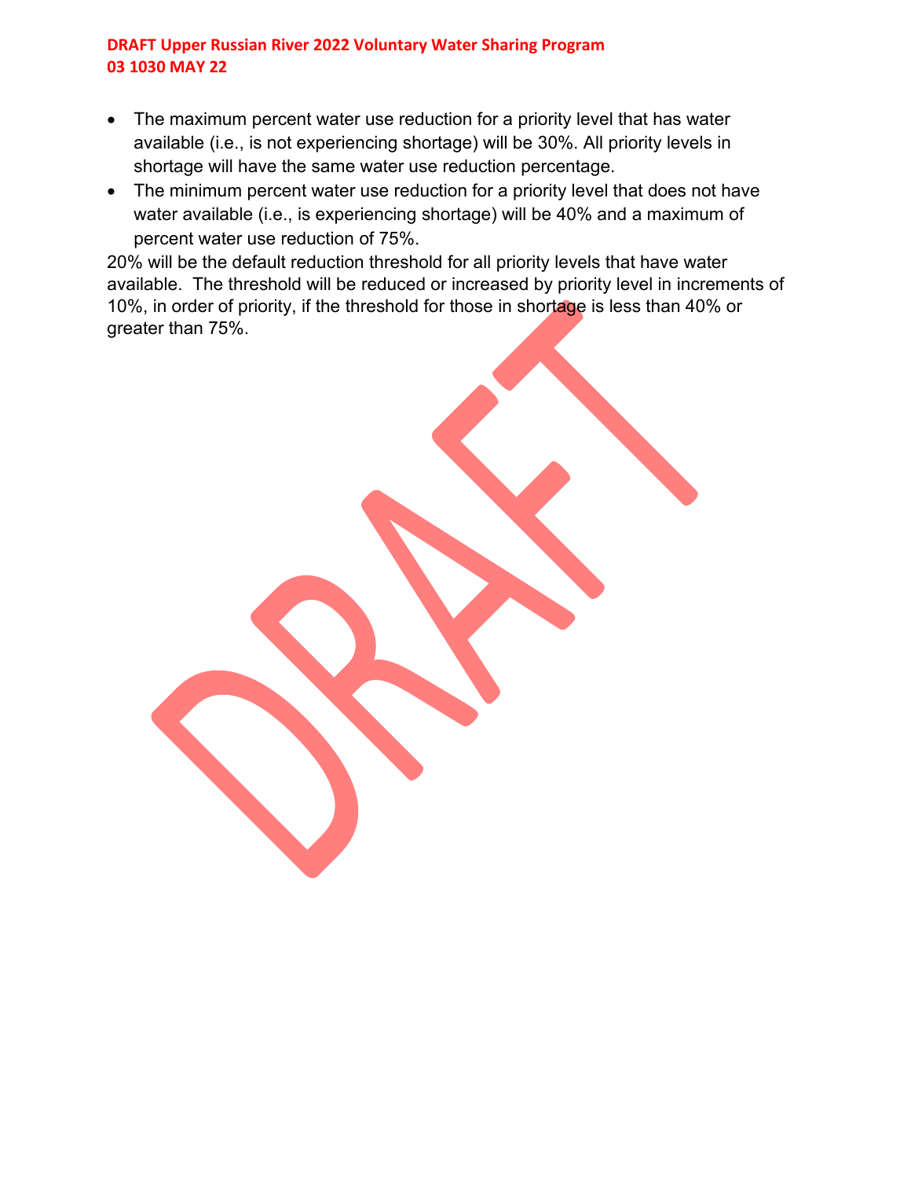- The maximum percent water use reduction for a priority level that has water available (i.e., is not experiencing shortage) will be 30%. All priority levels in shortage will have the same water use reduction percentage.
- The minimum percent water use reduction for a priority level that does not have water available (i.e., is experiencing shortage) will be 40% and a maximum of percent water use reduction of 75%.

20% will be the default reduction threshold for all priority levels that have water available. The threshold will be reduced or increased by priority level in increments of 10%, in order of priority, if the threshold for those in shortage is less than 40% or greater than 75%.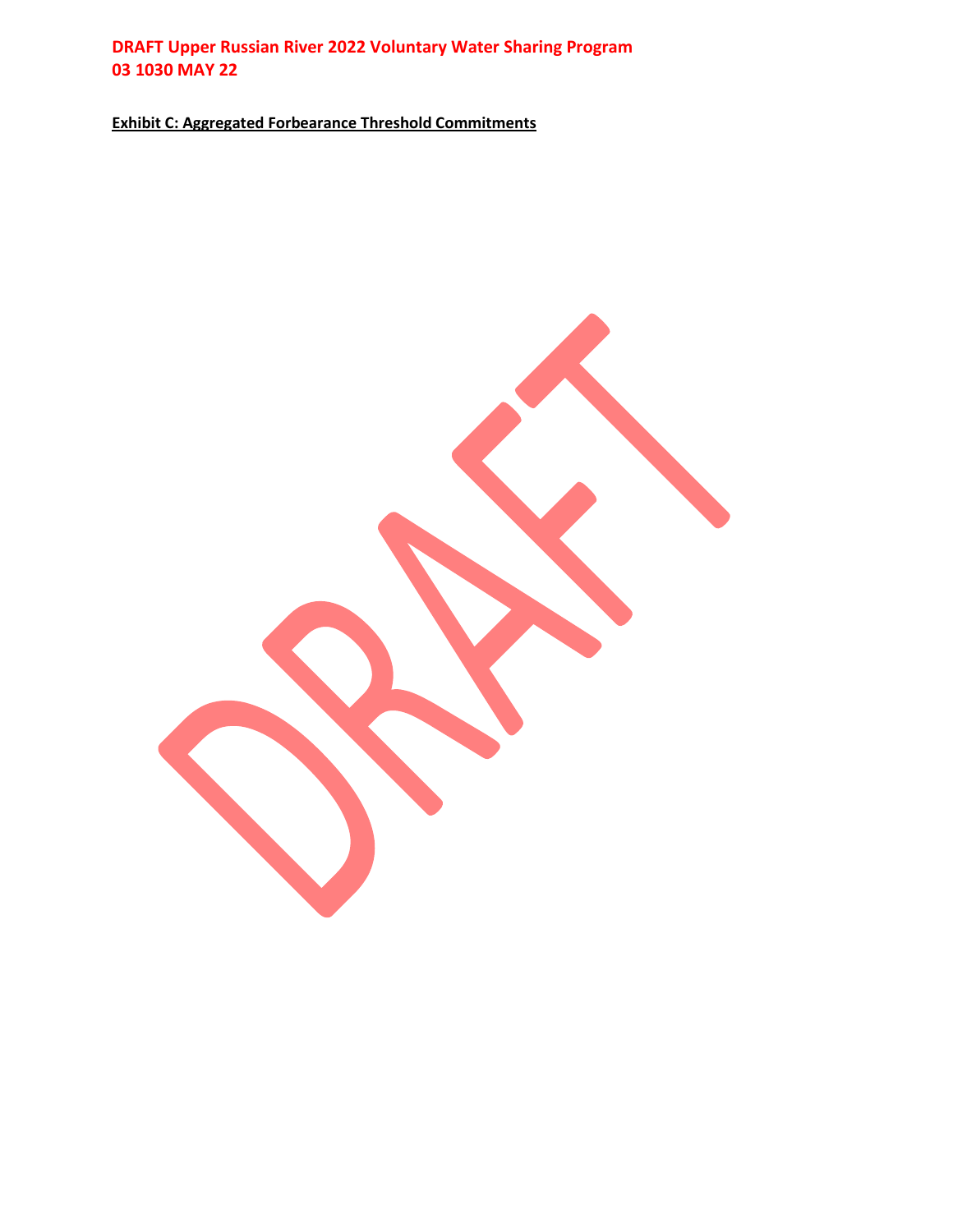**Exhibit C: Aggregated Forbearance Threshold Commitments**